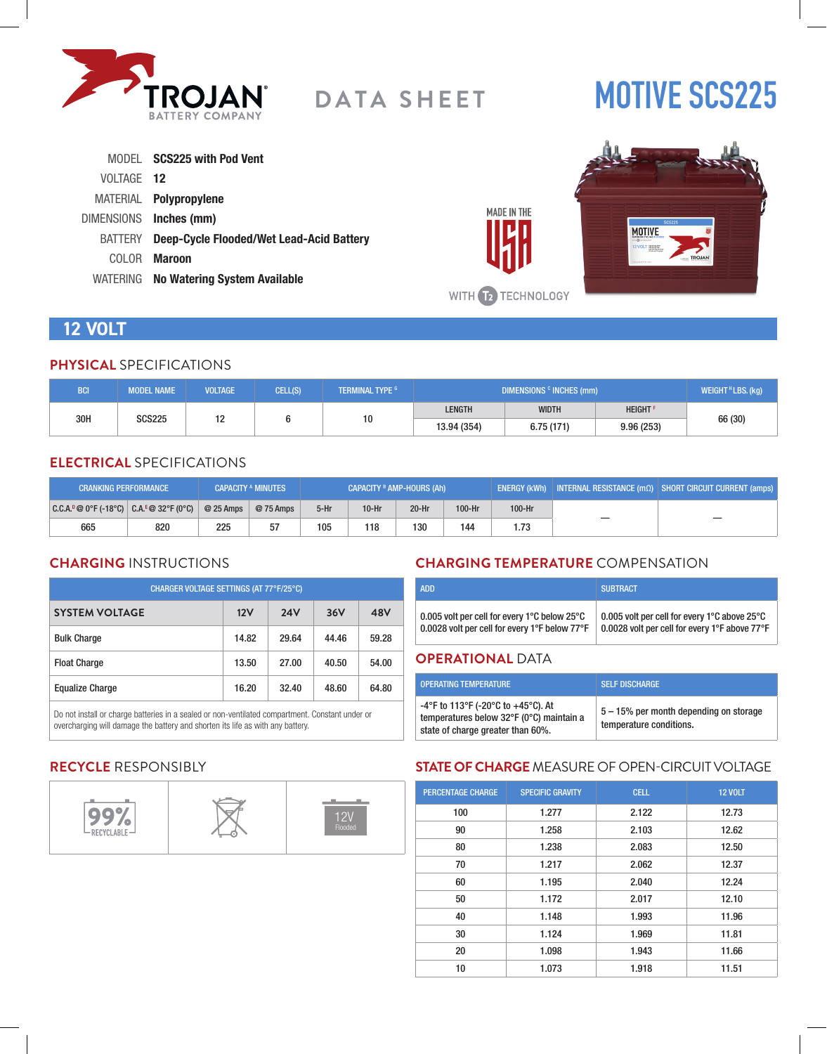TROJAN BATTERY COMPANY

# DATA SHEET

# MOTIVE SCS225

| | |
|---|---|
| MODEL | **SCS225 with Pod Vent** |
| VOLTAGE | **12** |
| MATERIAL | **Polypropylene** |
| DIMENSIONS | **Inches (mm)** |
| BATTERY | **Deep-Cycle Flooded/Wet Lead-Acid Battery** |
| COLOR | **Maroon** |
| WATERING | **No Watering System Available** |

MADE IN THE USA

WITH T2 TECHNOLOGY

## 12 VOLT

### PHYSICAL SPECIFICATIONS

| BCI | MODEL NAME | VOLTAGE | CELL(S) | TERMINAL TYPE [G] | DIMENSIONS [C] INCHES (mm) | | | WEIGHT [H] LBS. (kg) |
|---|---|---|---|---|---|---|---|---|
| | | | | | LENGTH | WIDTH | HEIGHT [F] | |
| 30H | SCS225 | 12 | 6 | 10 | 13.94 (354) | 6.75 (171) | 9.96 (253) | 66 (30) |

### ELECTRICAL SPECIFICATIONS

| CRANKING PERFORMANCE | | CAPACITY [A] MINUTES | | CAPACITY [B] AMP-HOURS (Ah) | | | | ENERGY (kWh) | INTERNAL RESISTANCE (mΩ) | SHORT CIRCUIT CURRENT (amps) |
|---|---|---|---|---|---|---|---|---|---|---|
| C.C.A.[D] @ 0°F (-18°C) | C.A.[E] @ 32°F (0°C) | @ 25 Amps | @ 75 Amps | 5-Hr | 10-Hr | 20-Hr | 100-Hr | 100-Hr | | |
| 665 | 820 | 225 | 57 | 105 | 118 | 130 | 144 | 1.73 | — | — |

### CHARGING INSTRUCTIONS

| CHARGER VOLTAGE SETTINGS (AT 77°F/25°C) | | | | |
|---|---|---|---|---|
| **SYSTEM VOLTAGE** | **12V** | **24V** | **36V** | **48V** |
| Bulk Charge | 14.82 | 29.64 | 44.46 | 59.28 |
| Float Charge | 13.50 | 27.00 | 40.50 | 54.00 |
| Equalize Charge | 16.20 | 32.40 | 48.60 | 64.80 |

Do not install or charge batteries in a sealed or non-ventilated compartment. Constant under or overcharging will damage the battery and shorten its life as with any battery.

### CHARGING TEMPERATURE COMPENSATION

| ADD | SUBTRACT |
|---|---|
| 0.005 volt per cell for every 1°C below 25°C<br>0.0028 volt per cell for every 1°F below 77°F | 0.005 volt per cell for every 1°C above 25°C<br>0.0028 volt per cell for every 1°F above 77°F |

### OPERATIONAL DATA

| OPERATING TEMPERATURE | SELF DISCHARGE |
|---|---|
| -4°F to 113°F (-20°C to +45°C). At temperatures below 32°F (0°C) maintain a state of charge greater than 60%. | 5 – 15% per month depending on storage temperature conditions. |

### RECYCLE RESPONSIBLY

99% RECYCLABLE | 12V Flooded

### STATE OF CHARGE MEASURE OF OPEN-CIRCUIT VOLTAGE

| PERCENTAGE CHARGE | SPECIFIC GRAVITY | CELL | 12 VOLT |
|---|---|---|---|
| 100 | 1.277 | 2.122 | 12.73 |
| 90 | 1.258 | 2.103 | 12.62 |
| 80 | 1.238 | 2.083 | 12.50 |
| 70 | 1.217 | 2.062 | 12.37 |
| 60 | 1.195 | 2.040 | 12.24 |
| 50 | 1.172 | 2.017 | 12.10 |
| 40 | 1.148 | 1.993 | 11.96 |
| 30 | 1.124 | 1.969 | 11.81 |
| 20 | 1.098 | 1.943 | 11.66 |
| 10 | 1.073 | 1.918 | 11.51 |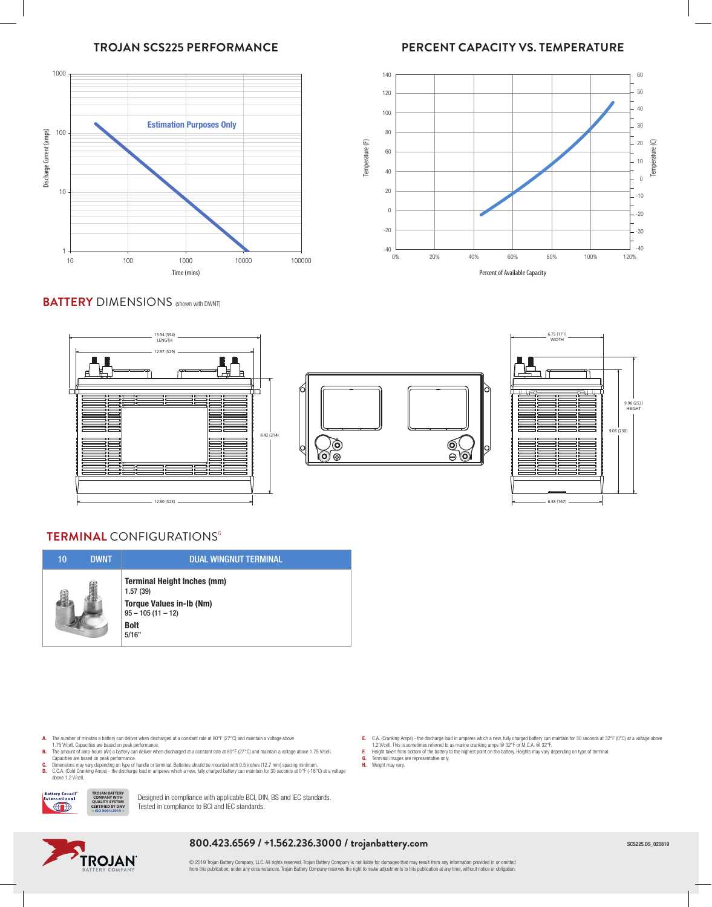## TROJAN SCS225 PERFORMANCE

Estimation Purposes Only

Discharge Current (amps)

1000
100
10
1

10
100
1000
10000
100000

Time (mins)

## PERCENT CAPACITY VS. TEMPERATURE

Temperature (F)

140
120
100
80
60
40
20
0
-20
-40

Temperature (C)

60
50
40
30
20
10
0
-10
-20
-30
-40

0%
20%
40%
60%
80%
100%
120%

Percent of Available Capacity

## BATTERY DIMENSIONS (shown with DWNT)

13.94 (354)
LENGTH

12.97 (329)

8.42 (214)

12.80 (325)

6.75 (171)
WIDTH

9.96 (253)
HEIGHT

9.05 (230)

6.58 (167)

## TERMINAL CONFIGURATIONS[G]

| 10 | DWNT | DUAL WINGNUT TERMINAL |
|---|---|---|
| | | **Terminal Height Inches (mm)**<br>1.57 (39)<br>**Torque Values in-lb (Nm)**<br>95 – 105 (11 – 12)<br>**Bolt**<br>5/16" |

**A.** The number of minutes a battery can deliver when discharged at a constant rate at 80°F (27°C) and maintain a voltage above 1.75 V/cell. Capacities are based on peak performance.

**B.** The amount of amp-hours (Ah) a battery can deliver when discharged at a constant rate at 80°F (27°C) and maintain a voltage above 1.75 V/cell. Capacities are based on peak performance.

**C.** Dimensions may vary depending on type of handle or terminal. Batteries should be mounted with 0.5 inches (12.7 mm) spacing minimum.

**D.** C.C.A. (Cold Cranking Amps) - the discharge load in amperes which a new, fully charged battery can maintain for 30 seconds at 0°F (-18°C) at a voltage above 1.2 V/cell.

**E.** C.A. (Cranking Amps) - the discharge load in amperes which a new, fully charged battery can maintain for 30 seconds at 32°F (0°C) at a voltage above 1.2 V/cell. This is sometimes referred to as marine cranking amps @ 32°F or M.C.A. @ 32°F.

**F.** Height taken from bottom of the battery to the highest point on the battery. Heights may vary depending on type of terminal.

**G.** Terminal images are representative only.

**H.** Weight may vary.

TROJAN BATTERY COMPANY WITH QUALITY SYSTEM CERTIFIED BY DNV = ISO 9001:2015 =

Designed in compliance with applicable BCI, DIN, BS and IEC standards.
Tested in compliance to BCI and IEC standards.

**800.423.6569 / +1.562.236.3000 / trojanbattery.com**

SCS225.DS_020819

© 2019 Trojan Battery Company, LLC. All rights reserved. Trojan Battery Company is not liable for damages that may result from any information provided in or omitted from this publication, under any circumstances. Trojan Battery Company reserves the right to make adjustments to this publication at any time, without notice or obligation.